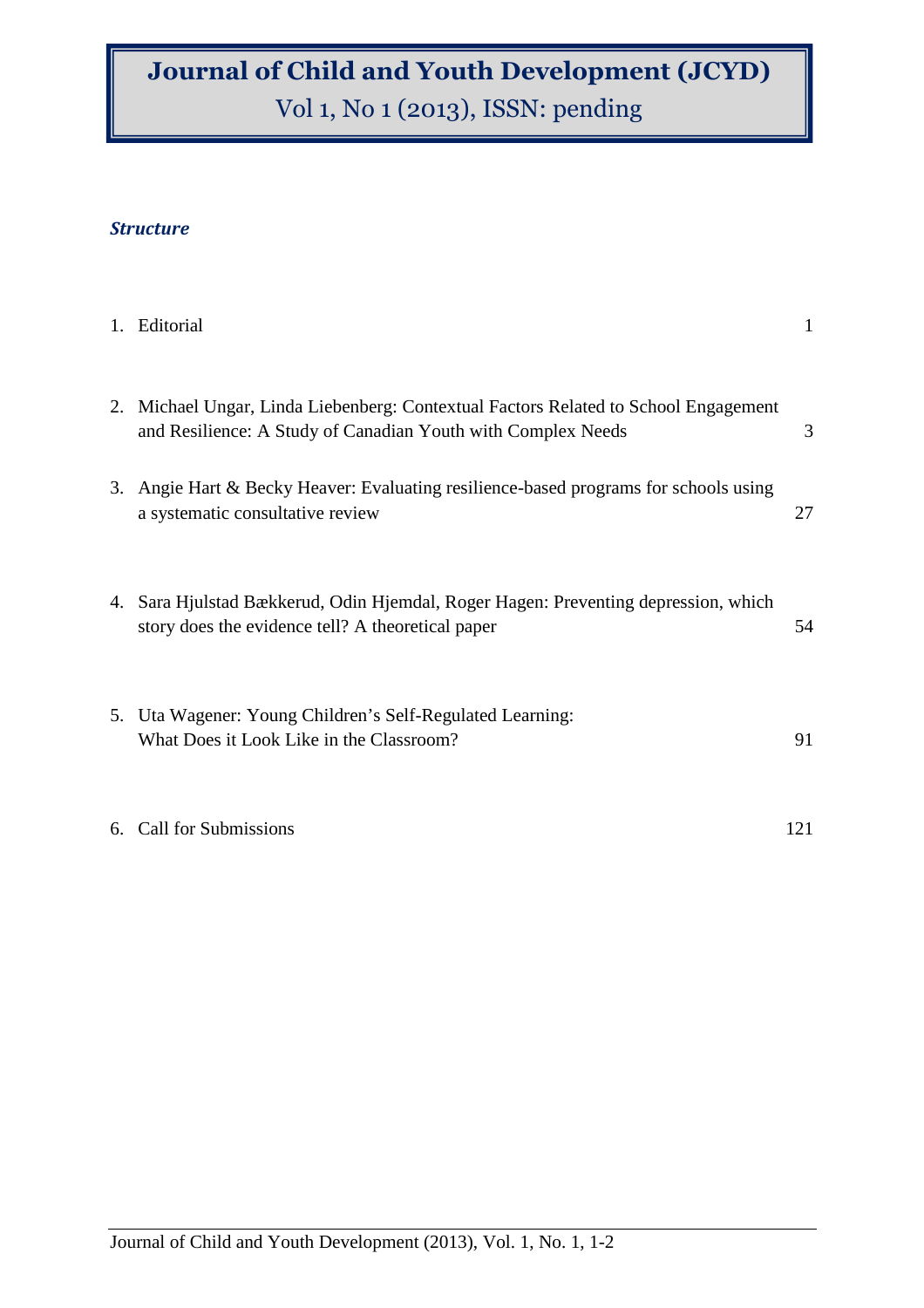# Journal of Child and Youth Development (JCYD)

Vol 1, No 1 (2013), ISSN: pending

***Structure***

| | | |
|---|---|---|
| 1. | Editorial | 1 |
| 2. | Michael Ungar, Linda Liebenberg: Contextual Factors Related to School Engagement and Resilience: A Study of Canadian Youth with Complex Needs | 3 |
| 3. | Angie Hart & Becky Heaver: Evaluating resilience-based programs for schools using a systematic consultative review | 27 |
| 4. | Sara Hjulstad Bækkerud, Odin Hjemdal, Roger Hagen: Preventing depression, which story does the evidence tell? A theoretical paper | 54 |
| 5. | Uta Wagener: Young Children's Self-Regulated Learning: What Does it Look Like in the Classroom? | 91 |
| 6. | Call for Submissions | 121 |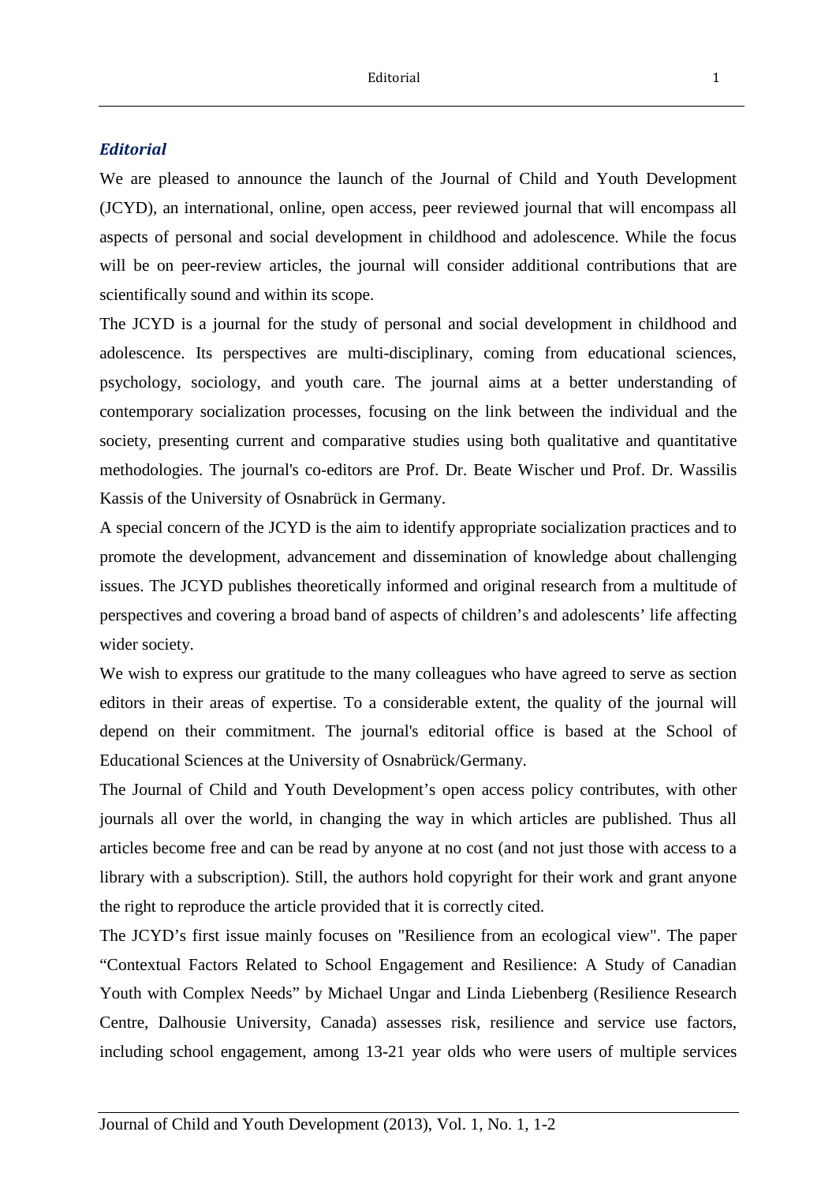## *Editorial*

We are pleased to announce the launch of the Journal of Child and Youth Development (JCYD), an international, online, open access, peer reviewed journal that will encompass all aspects of personal and social development in childhood and adolescence. While the focus will be on peer-review articles, the journal will consider additional contributions that are scientifically sound and within its scope.

The JCYD is a journal for the study of personal and social development in childhood and adolescence. Its perspectives are multi-disciplinary, coming from educational sciences, psychology, sociology, and youth care. The journal aims at a better understanding of contemporary socialization processes, focusing on the link between the individual and the society, presenting current and comparative studies using both qualitative and quantitative methodologies. The journal's co-editors are Prof. Dr. Beate Wischer und Prof. Dr. Wassilis Kassis of the University of Osnabrück in Germany.

A special concern of the JCYD is the aim to identify appropriate socialization practices and to promote the development, advancement and dissemination of knowledge about challenging issues. The JCYD publishes theoretically informed and original research from a multitude of perspectives and covering a broad band of aspects of children's and adolescents' life affecting wider society.

We wish to express our gratitude to the many colleagues who have agreed to serve as section editors in their areas of expertise. To a considerable extent, the quality of the journal will depend on their commitment. The journal's editorial office is based at the School of Educational Sciences at the University of Osnabrück/Germany.

The Journal of Child and Youth Development's open access policy contributes, with other journals all over the world, in changing the way in which articles are published. Thus all articles become free and can be read by anyone at no cost (and not just those with access to a library with a subscription). Still, the authors hold copyright for their work and grant anyone the right to reproduce the article provided that it is correctly cited.

The JCYD's first issue mainly focuses on "Resilience from an ecological view". The paper "Contextual Factors Related to School Engagement and Resilience: A Study of Canadian Youth with Complex Needs" by Michael Ungar and Linda Liebenberg (Resilience Research Centre, Dalhousie University, Canada) assesses risk, resilience and service use factors, including school engagement, among 13-21 year olds who were users of multiple services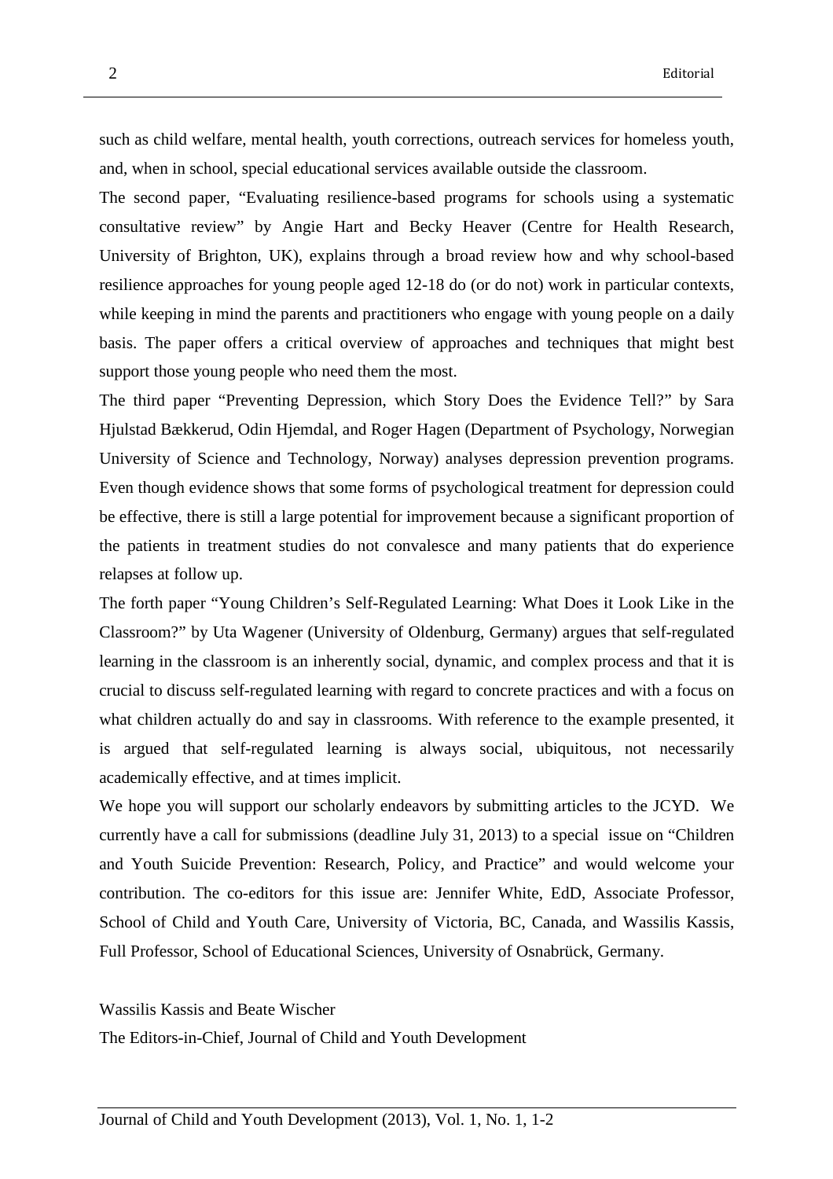such as child welfare, mental health, youth corrections, outreach services for homeless youth, and, when in school, special educational services available outside the classroom.

The second paper, "Evaluating resilience-based programs for schools using a systematic consultative review" by Angie Hart and Becky Heaver (Centre for Health Research, University of Brighton, UK), explains through a broad review how and why school-based resilience approaches for young people aged 12-18 do (or do not) work in particular contexts, while keeping in mind the parents and practitioners who engage with young people on a daily basis. The paper offers a critical overview of approaches and techniques that might best support those young people who need them the most.

The third paper "Preventing Depression, which Story Does the Evidence Tell?" by Sara Hjulstad Bækkerud, Odin Hjemdal, and Roger Hagen (Department of Psychology, Norwegian University of Science and Technology, Norway) analyses depression prevention programs. Even though evidence shows that some forms of psychological treatment for depression could be effective, there is still a large potential for improvement because a significant proportion of the patients in treatment studies do not convalesce and many patients that do experience relapses at follow up.

The forth paper "Young Children's Self-Regulated Learning: What Does it Look Like in the Classroom?" by Uta Wagener (University of Oldenburg, Germany) argues that self-regulated learning in the classroom is an inherently social, dynamic, and complex process and that it is crucial to discuss self-regulated learning with regard to concrete practices and with a focus on what children actually do and say in classrooms. With reference to the example presented, it is argued that self-regulated learning is always social, ubiquitous, not necessarily academically effective, and at times implicit.

We hope you will support our scholarly endeavors by submitting articles to the JCYD. We currently have a call for submissions (deadline July 31, 2013) to a special issue on "Children and Youth Suicide Prevention: Research, Policy, and Practice" and would welcome your contribution. The co-editors for this issue are: Jennifer White, EdD, Associate Professor, School of Child and Youth Care, University of Victoria, BC, Canada, and Wassilis Kassis, Full Professor, School of Educational Sciences, University of Osnabrück, Germany.

Wassilis Kassis and Beate Wischer

The Editors-in-Chief, Journal of Child and Youth Development